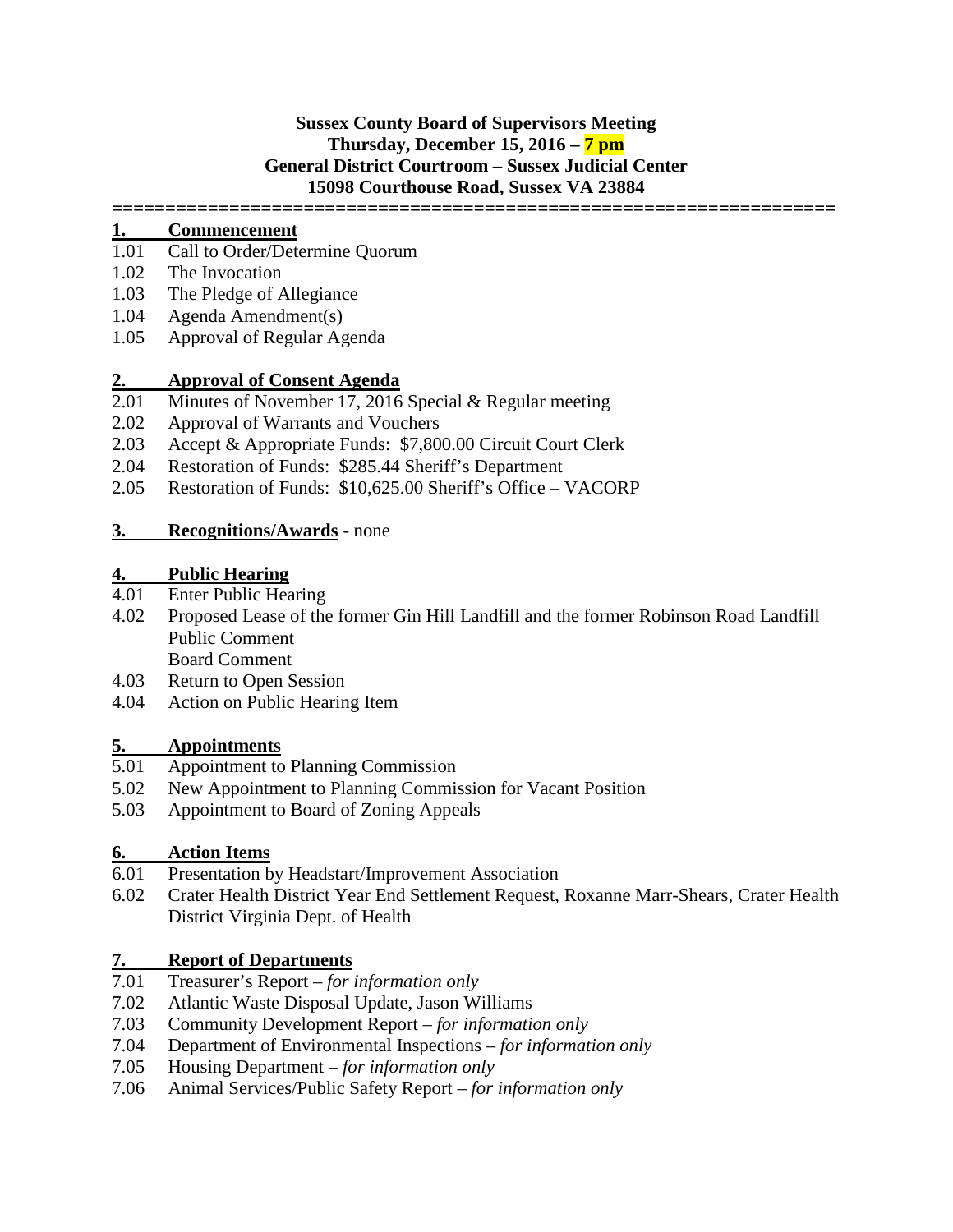**Sussex County Board of Supervisors Meeting**
**Thursday, December 15, 2016 – 7 pm**
**General District Courtroom – Sussex Judicial Center**
**15098 Courthouse Road, Sussex VA 23884**

==================================================================

## 1. Commencement

1.01 Call to Order/Determine Quorum
1.02 The Invocation
1.03 The Pledge of Allegiance
1.04 Agenda Amendment(s)
1.05 Approval of Regular Agenda

## 2. Approval of Consent Agenda

2.01 Minutes of November 17, 2016 Special & Regular meeting
2.02 Approval of Warrants and Vouchers
2.03 Accept & Appropriate Funds: $7,800.00 Circuit Court Clerk
2.04 Restoration of Funds: $285.44 Sheriff's Department
2.05 Restoration of Funds: $10,625.00 Sheriff's Office – VACORP

## 3. Recognitions/Awards - none

## 4. Public Hearing

4.01 Enter Public Hearing
4.02 Proposed Lease of the former Gin Hill Landfill and the former Robinson Road Landfill
Public Comment
Board Comment
4.03 Return to Open Session
4.04 Action on Public Hearing Item

## 5. Appointments

5.01 Appointment to Planning Commission
5.02 New Appointment to Planning Commission for Vacant Position
5.03 Appointment to Board of Zoning Appeals

## 6. Action Items

6.01 Presentation by Headstart/Improvement Association
6.02 Crater Health District Year End Settlement Request, Roxanne Marr-Shears, Crater Health District Virginia Dept. of Health

## 7. Report of Departments

7.01 Treasurer's Report – *for information only*
7.02 Atlantic Waste Disposal Update, Jason Williams
7.03 Community Development Report – *for information only*
7.04 Department of Environmental Inspections – *for information only*
7.05 Housing Department – *for information only*
7.06 Animal Services/Public Safety Report – *for information only*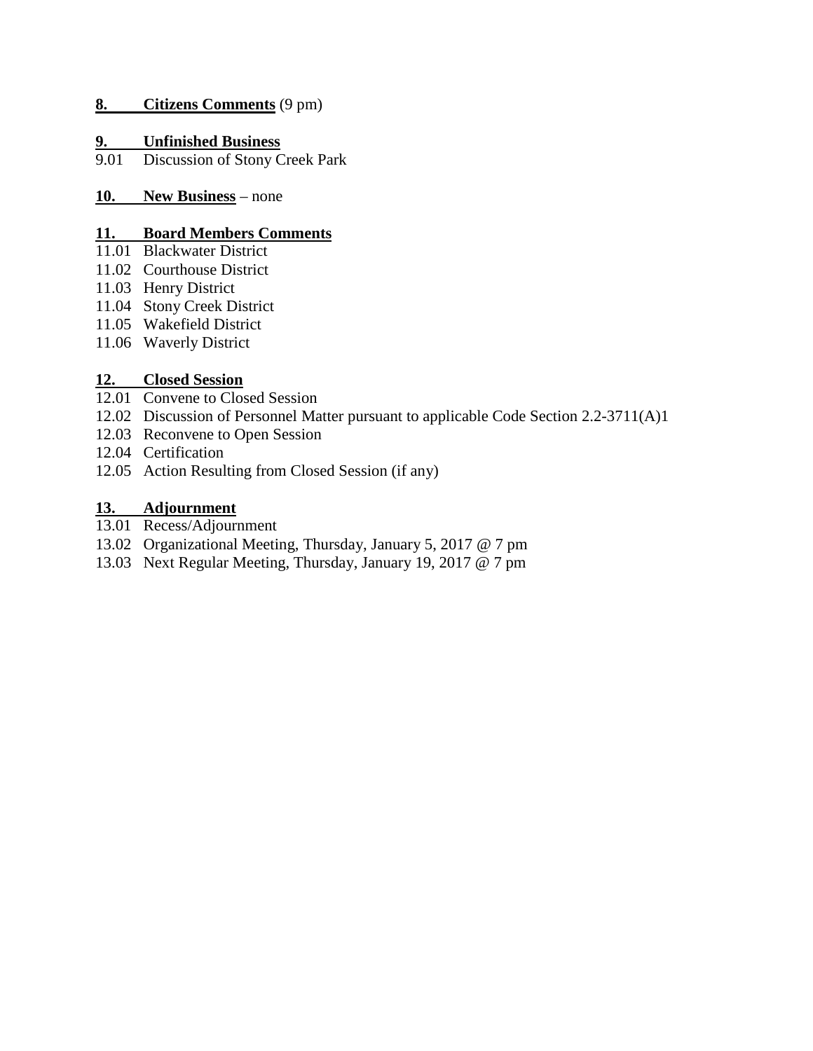**8. Citizens Comments** (9 pm)

**9. Unfinished Business**

9.01 Discussion of Stony Creek Park

**10. New Business** – none

**11. Board Members Comments**

11.01 Blackwater District
11.02 Courthouse District
11.03 Henry District
11.04 Stony Creek District
11.05 Wakefield District
11.06 Waverly District

**12. Closed Session**

12.01 Convene to Closed Session
12.02 Discussion of Personnel Matter pursuant to applicable Code Section 2.2-3711(A)1
12.03 Reconvene to Open Session
12.04 Certification
12.05 Action Resulting from Closed Session (if any)

**13. Adjournment**

13.01 Recess/Adjournment
13.02 Organizational Meeting, Thursday, January 5, 2017 @ 7 pm
13.03 Next Regular Meeting, Thursday, January 19, 2017 @ 7 pm